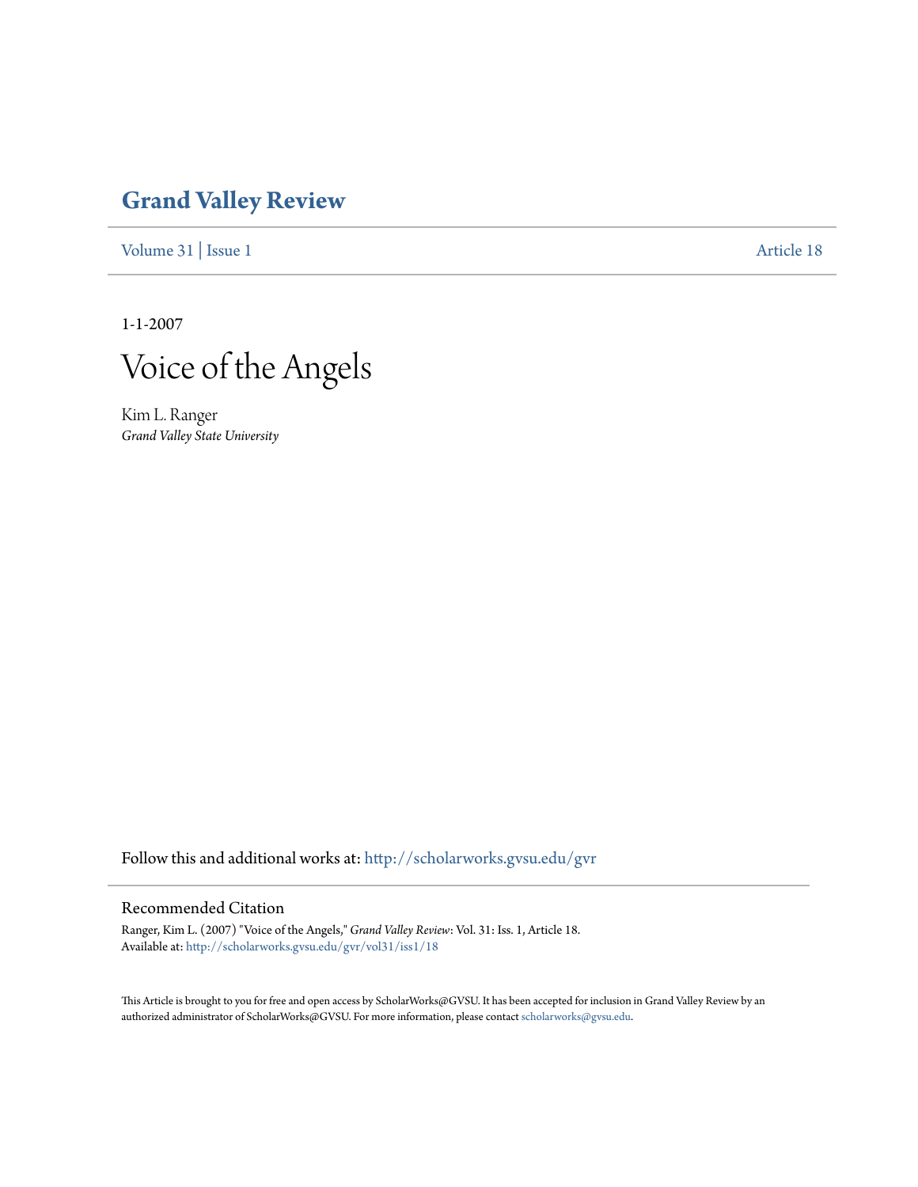# Grand Valley Review

Volume 31 | Issue 1 Article 18

1-1-2007

# Voice of the Angels

Kim L. Ranger
*Grand Valley State University*

Follow this and additional works at: http://scholarworks.gvsu.edu/gvr

## Recommended Citation

Ranger, Kim L. (2007) "Voice of the Angels," *Grand Valley Review*: Vol. 31: Iss. 1, Article 18.
Available at: http://scholarworks.gvsu.edu/gvr/vol31/iss1/18

This Article is brought to you for free and open access by ScholarWorks@GVSU. It has been accepted for inclusion in Grand Valley Review by an authorized administrator of ScholarWorks@GVSU. For more information, please contact scholarworks@gvsu.edu.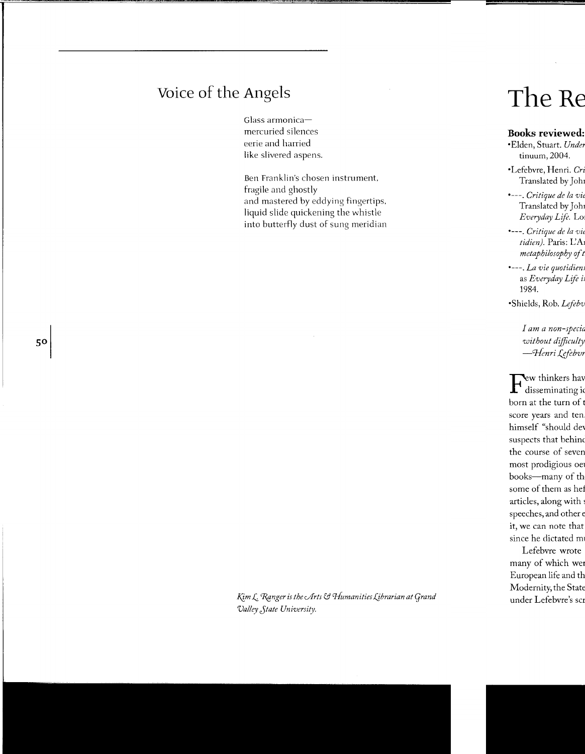## Voice of the Angels

Glass armonica—
mercuried silences
eerie and harried
like slivered aspens.

Ben Franklin's chosen instrument,
fragile and ghostly
and mastered by eddying fingertips,
liquid slide quickening the whistle
into butterfly dust of sung meridian

*Kim L. Ranger is the Arts & Humanities Librarian at Grand Valley State University.*